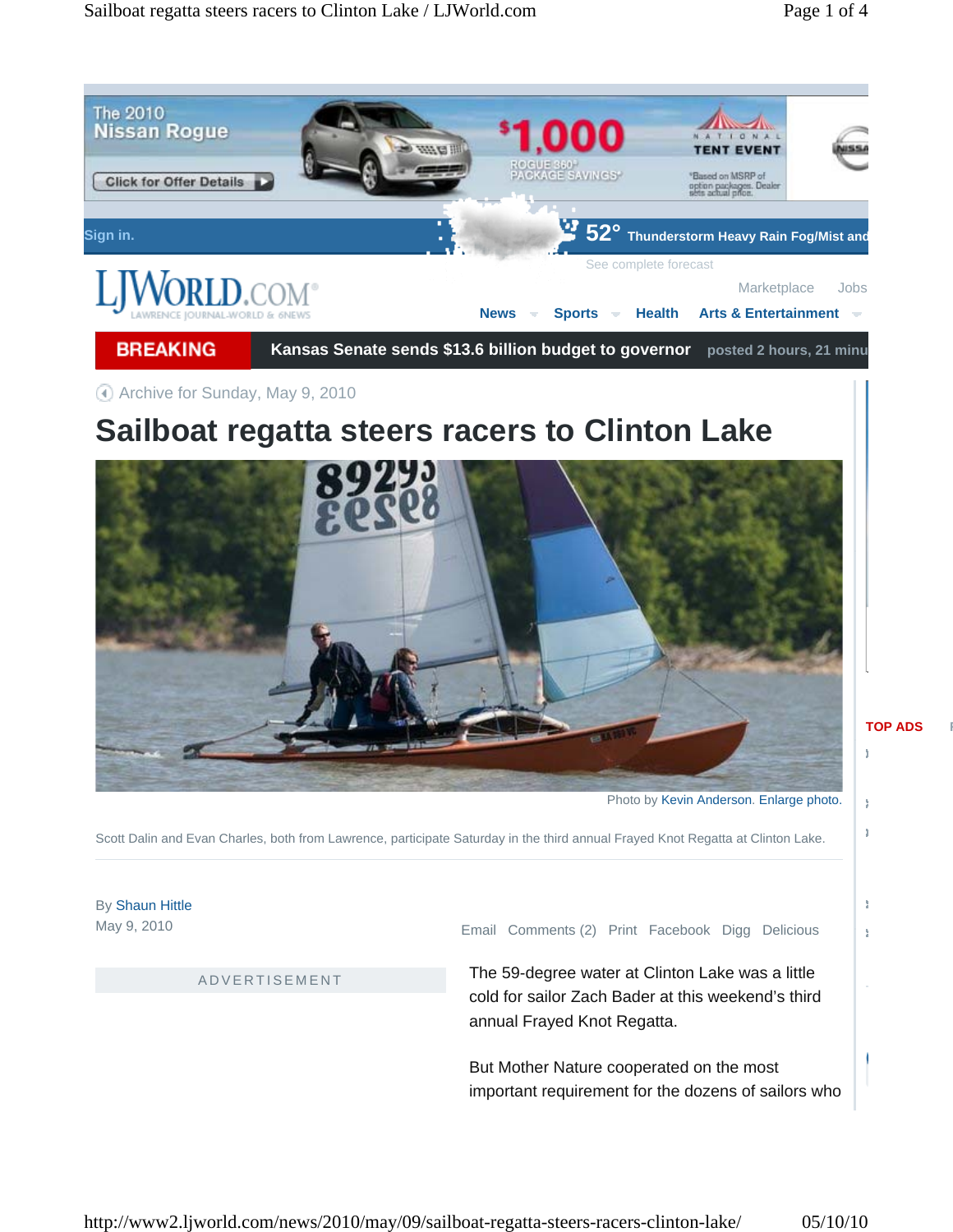Archive for Sunday, May 9, 2010

# Sailboat regatta steers racers to Clinton Lake

Photo by Kevin Anderson. Enlarge photo.

Scott Dalin and Evan Charles, both from Lawrence, participate Saturday in the third annual Frayed Knot Regatta at Clinton Lake.

By Shaun Hittle

May 9, 2010

The 59-degree water at Clinton Lake was a little cold for sailor Zach Bader at this weekend's third annual Frayed Knot Regatta.

But Mother Nature cooperated on the most important requirement for the dozens of sailors who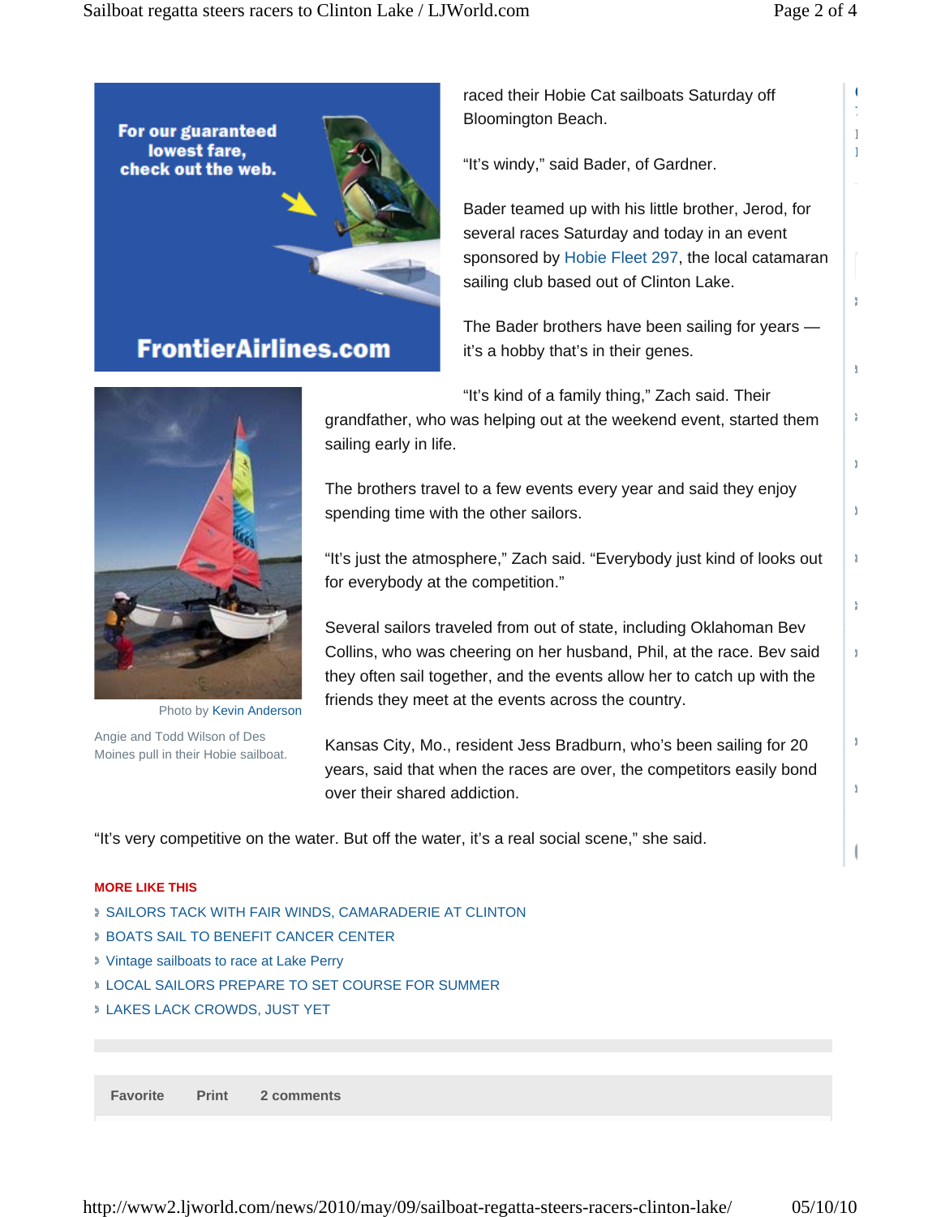raced their Hobie Cat sailboats Saturday off Bloomington Beach.

"It's windy," said Bader, of Gardner.

Bader teamed up with his little brother, Jerod, for several races Saturday and today in an event sponsored by Hobie Fleet 297, the local catamaran sailing club based out of Clinton Lake.

The Bader brothers have been sailing for years — it's a hobby that's in their genes.

"It's kind of a family thing," Zach said. Their grandfather, who was helping out at the weekend event, started them sailing early in life.

The brothers travel to a few events every year and said they enjoy spending time with the other sailors.

"It's just the atmosphere," Zach said. "Everybody just kind of looks out for everybody at the competition."

Several sailors traveled from out of state, including Oklahoman Bev Collins, who was cheering on her husband, Phil, at the race. Bev said they often sail together, and the events allow her to catch up with the friends they meet at the events across the country.

Kansas City, Mo., resident Jess Bradburn, who's been sailing for 20 years, said that when the races are over, the competitors easily bond over their shared addiction.

"It's very competitive on the water. But off the water, it's a real social scene," she said.

Photo by Kevin Anderson

Angie and Todd Wilson of Des Moines pull in their Hobie sailboat.

**MORE LIKE THIS**

- SAILORS TACK WITH FAIR WINDS, CAMARADERIE AT CLINTON
- BOATS SAIL TO BENEFIT CANCER CENTER
- Vintage sailboats to race at Lake Perry
- LOCAL SAILORS PREPARE TO SET COURSE FOR SUMMER
- LAKES LACK CROWDS, JUST YET

Favorite Print 2 comments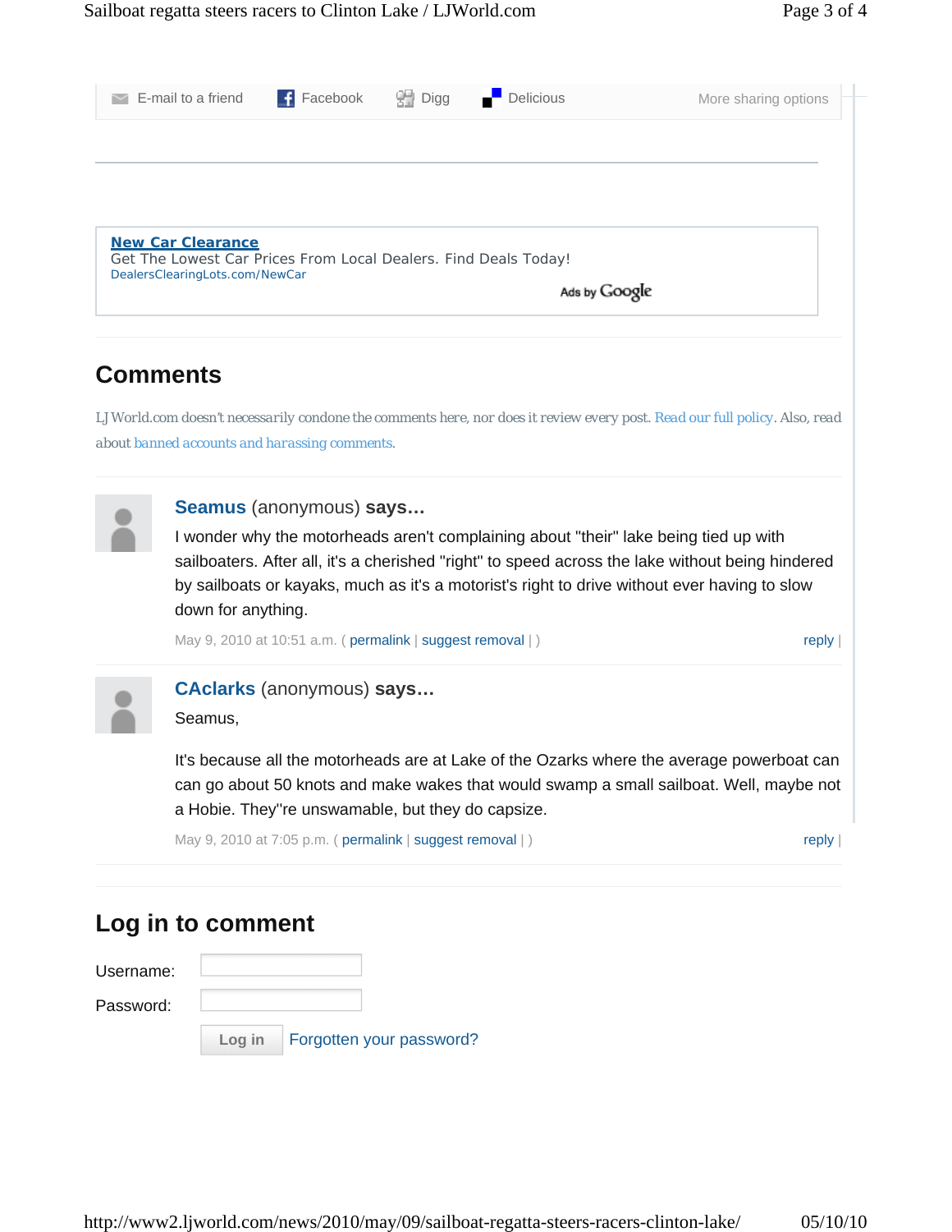E-mail to a friend | Facebook | Digg | Delicious | More sharing options

**New Car Clearance**
Get The Lowest Car Prices From Local Dealers. Find Deals Today!
DealersClearingLots.com/NewCar
Ads by Google

## Comments

LJWorld.com doesn't necessarily condone the comments here, nor does it review every post. Read our full policy. Also, read about banned accounts and harassing comments.

**Seamus** (anonymous) **says…**

I wonder why the motorheads aren't complaining about "their" lake being tied up with sailboaters. After all, it's a cherished "right" to speed across the lake without being hindered by sailboats or kayaks, much as it's a motorist's right to drive without ever having to slow down for anything.

May 9, 2010 at 10:51 a.m. ( permalink | suggest removal | ) reply |

**CAclarks** (anonymous) **says…**

Seamus,

It's because all the motorheads are at Lake of the Ozarks where the average powerboat can can go about 50 knots and make wakes that would swamp a small sailboat. Well, maybe not a Hobie. They"re unswamable, but they do capsize.

May 9, 2010 at 7:05 p.m. ( permalink | suggest removal | ) reply |

## Log in to comment

Username:

Password:

Log in   Forgotten your password?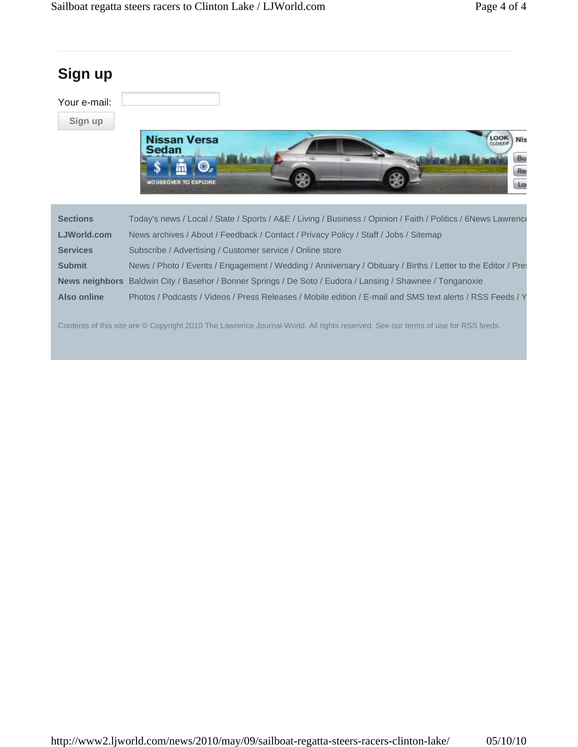## Sign up

Your e-mail:

Sign up

| | |
|---|---|
| **Sections** | Today's news / Local / State / Sports / A&E / Living / Business / Opinion / Faith / Politics / 6News Lawrence |
| **LJWorld.com** | News archives / About / Feedback / Contact / Privacy Policy / Staff / Jobs / Sitemap |
| **Services** | Subscribe / Advertising / Customer service / Online store |
| **Submit** | News / Photo / Events / Engagement / Wedding / Anniversary / Obituary / Births / Letter to the Editor / Pres |
| **News neighbors** | Baldwin City / Basehor / Bonner Springs / De Soto / Eudora / Lansing / Shawnee / Tonganoxie |
| **Also online** | Photos / Podcasts / Videos / Press Releases / Mobile edition / E-mail and SMS text alerts / RSS Feeds / Y |

Contents of this site are © Copyright 2010 The Lawrence Journal-World. All rights reserved. See our terms of use for RSS feeds.